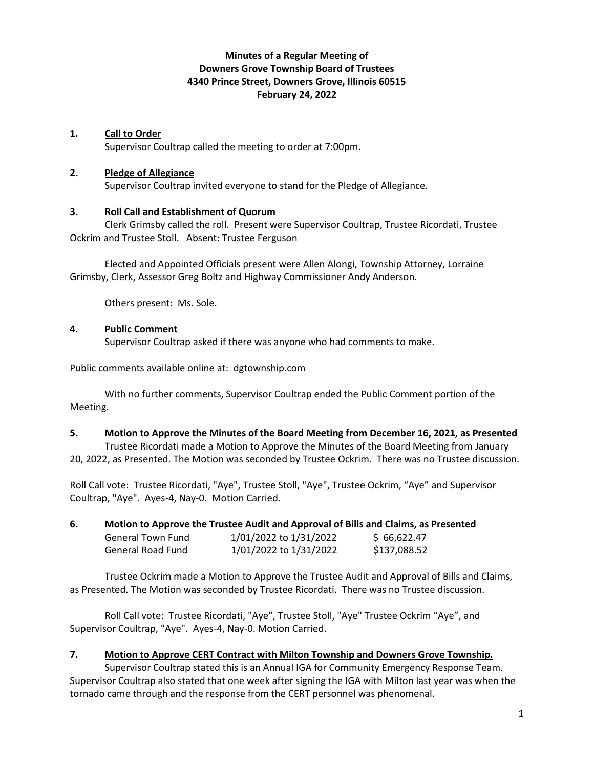**Minutes of a Regular Meeting of**
**Downers Grove Township Board of Trustees**
**4340 Prince Street, Downers Grove, Illinois 60515**
**February 24, 2022**

**1. Call to Order**

Supervisor Coultrap called the meeting to order at 7:00pm.

**2. Pledge of Allegiance**

Supervisor Coultrap invited everyone to stand for the Pledge of Allegiance.

**3. Roll Call and Establishment of Quorum**

Clerk Grimsby called the roll. Present were Supervisor Coultrap, Trustee Ricordati, Trustee Ockrim and Trustee Stoll. Absent: Trustee Ferguson

Elected and Appointed Officials present were Allen Alongi, Township Attorney, Lorraine Grimsby, Clerk, Assessor Greg Boltz and Highway Commissioner Andy Anderson.

Others present: Ms. Sole.

**4. Public Comment**

Supervisor Coultrap asked if there was anyone who had comments to make.

Public comments available online at: dgtownship.com

With no further comments, Supervisor Coultrap ended the Public Comment portion of the Meeting.

**5. Motion to Approve the Minutes of the Board Meeting from December 16, 2021, as Presented**

Trustee Ricordati made a Motion to Approve the Minutes of the Board Meeting from January 20, 2022, as Presented. The Motion was seconded by Trustee Ockrim. There was no Trustee discussion.

Roll Call vote: Trustee Ricordati, "Aye", Trustee Stoll, "Aye", Trustee Ockrim, "Aye" and Supervisor Coultrap, "Aye". Ayes-4, Nay-0. Motion Carried.

**6. Motion to Approve the Trustee Audit and Approval of Bills and Claims, as Presented**

| | | |
|---|---|---|
| General Town Fund | 1/01/2022 to 1/31/2022 | $ 66,622.47 |
| General Road Fund | 1/01/2022 to 1/31/2022 | $137,088.52 |

Trustee Ockrim made a Motion to Approve the Trustee Audit and Approval of Bills and Claims, as Presented. The Motion was seconded by Trustee Ricordati. There was no Trustee discussion.

Roll Call vote: Trustee Ricordati, "Aye", Trustee Stoll, "Aye" Trustee Ockrim "Aye", and Supervisor Coultrap, "Aye". Ayes-4, Nay-0. Motion Carried.

**7. Motion to Approve CERT Contract with Milton Township and Downers Grove Township.**

Supervisor Coultrap stated this is an Annual IGA for Community Emergency Response Team. Supervisor Coultrap also stated that one week after signing the IGA with Milton last year was when the tornado came through and the response from the CERT personnel was phenomenal.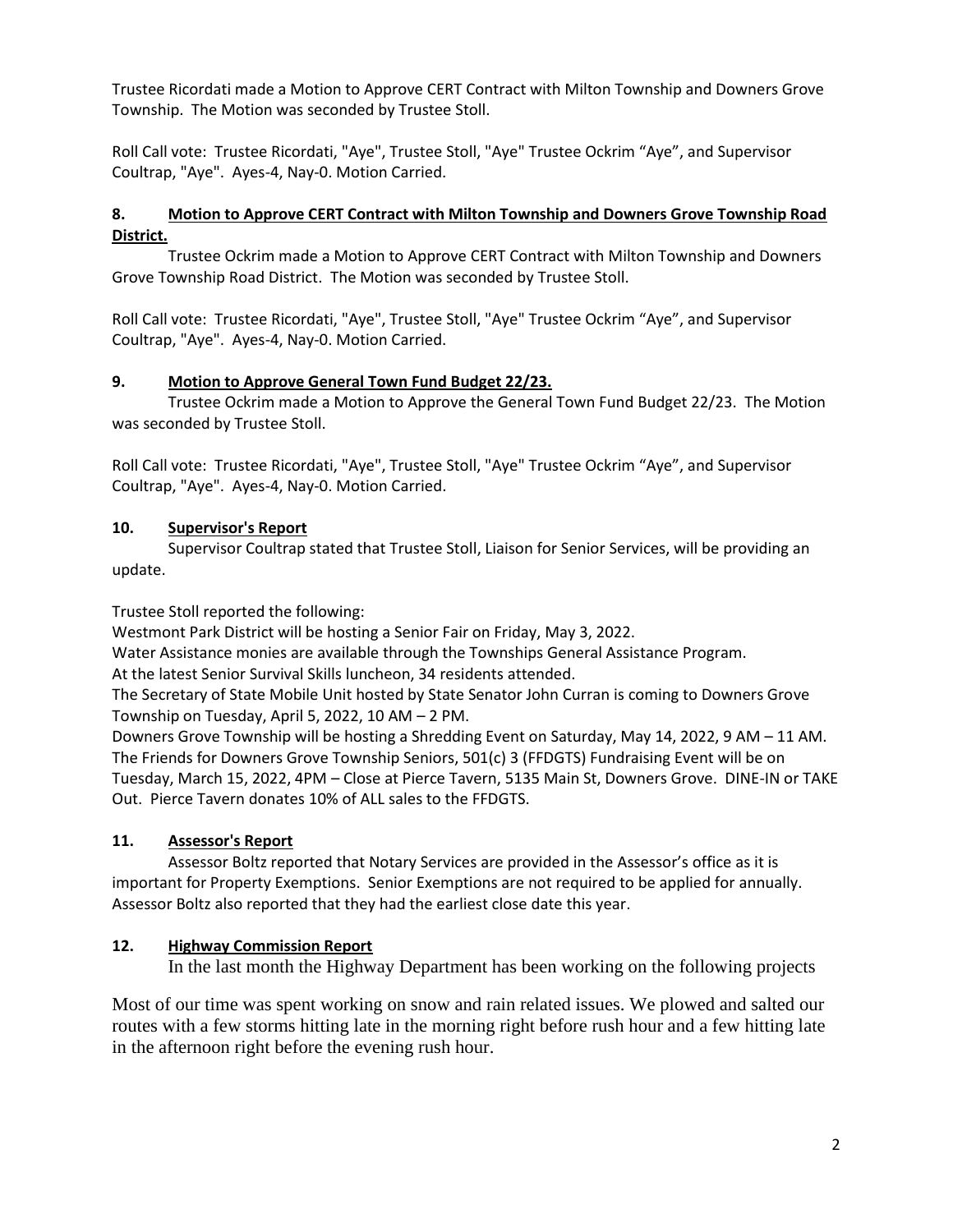Trustee Ricordati made a Motion to Approve CERT Contract with Milton Township and Downers Grove Township. The Motion was seconded by Trustee Stoll.

Roll Call vote: Trustee Ricordati, "Aye", Trustee Stoll, "Aye" Trustee Ockrim "Aye", and Supervisor Coultrap, "Aye". Ayes-4, Nay-0. Motion Carried.

**8. Motion to Approve CERT Contract with Milton Township and Downers Grove Township Road District.**

Trustee Ockrim made a Motion to Approve CERT Contract with Milton Township and Downers Grove Township Road District. The Motion was seconded by Trustee Stoll.

Roll Call vote: Trustee Ricordati, "Aye", Trustee Stoll, "Aye" Trustee Ockrim "Aye", and Supervisor Coultrap, "Aye". Ayes-4, Nay-0. Motion Carried.

**9. Motion to Approve General Town Fund Budget 22/23.**

Trustee Ockrim made a Motion to Approve the General Town Fund Budget 22/23. The Motion was seconded by Trustee Stoll.

Roll Call vote: Trustee Ricordati, "Aye", Trustee Stoll, "Aye" Trustee Ockrim "Aye", and Supervisor Coultrap, "Aye". Ayes-4, Nay-0. Motion Carried.

**10. Supervisor's Report**

Supervisor Coultrap stated that Trustee Stoll, Liaison for Senior Services, will be providing an update.

Trustee Stoll reported the following:
Westmont Park District will be hosting a Senior Fair on Friday, May 3, 2022.
Water Assistance monies are available through the Townships General Assistance Program.
At the latest Senior Survival Skills luncheon, 34 residents attended.
The Secretary of State Mobile Unit hosted by State Senator John Curran is coming to Downers Grove Township on Tuesday, April 5, 2022, 10 AM – 2 PM.
Downers Grove Township will be hosting a Shredding Event on Saturday, May 14, 2022, 9 AM – 11 AM.
The Friends for Downers Grove Township Seniors, 501(c) 3 (FFDGTS) Fundraising Event will be on Tuesday, March 15, 2022, 4PM – Close at Pierce Tavern, 5135 Main St, Downers Grove. DINE-IN or TAKE Out. Pierce Tavern donates 10% of ALL sales to the FFDGTS.

**11. Assessor's Report**

Assessor Boltz reported that Notary Services are provided in the Assessor's office as it is important for Property Exemptions. Senior Exemptions are not required to be applied for annually. Assessor Boltz also reported that they had the earliest close date this year.

**12. Highway Commission Report**

In the last month the Highway Department has been working on the following projects

Most of our time was spent working on snow and rain related issues. We plowed and salted our routes with a few storms hitting late in the morning right before rush hour and a few hitting late in the afternoon right before the evening rush hour.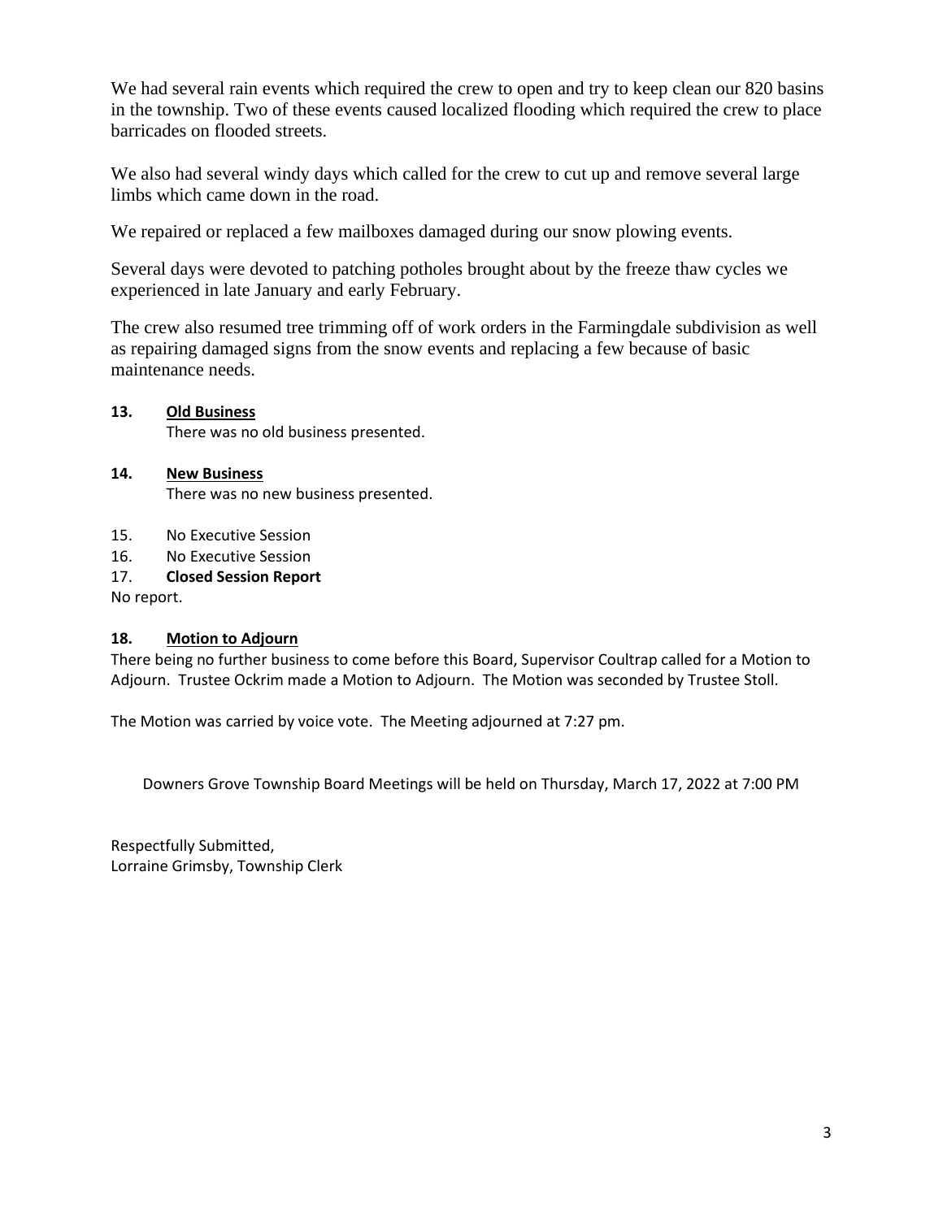We had several rain events which required the crew to open and try to keep clean our 820 basins in the township. Two of these events caused localized flooding which required the crew to place barricades on flooded streets.

We also had several windy days which called for the crew to cut up and remove several large limbs which came down in the road.

We repaired or replaced a few mailboxes damaged during our snow plowing events.

Several days were devoted to patching potholes brought about by the freeze thaw cycles we experienced in late January and early February.

The crew also resumed tree trimming off of work orders in the Farmingdale subdivision as well as repairing damaged signs from the snow events and replacing a few because of basic maintenance needs.

**13. <u>Old Business</u>**

There was no old business presented.

**14. <u>New Business</u>**

There was no new business presented.

15. No Executive Session

16. No Executive Session

17. **Closed Session Report**

No report.

**18. <u>Motion to Adjourn</u>**

There being no further business to come before this Board, Supervisor Coultrap called for a Motion to Adjourn. Trustee Ockrim made a Motion to Adjourn. The Motion was seconded by Trustee Stoll.

The Motion was carried by voice vote. The Meeting adjourned at 7:27 pm.

Downers Grove Township Board Meetings will be held on Thursday, March 17, 2022 at 7:00 PM

Respectfully Submitted,
Lorraine Grimsby, Township Clerk